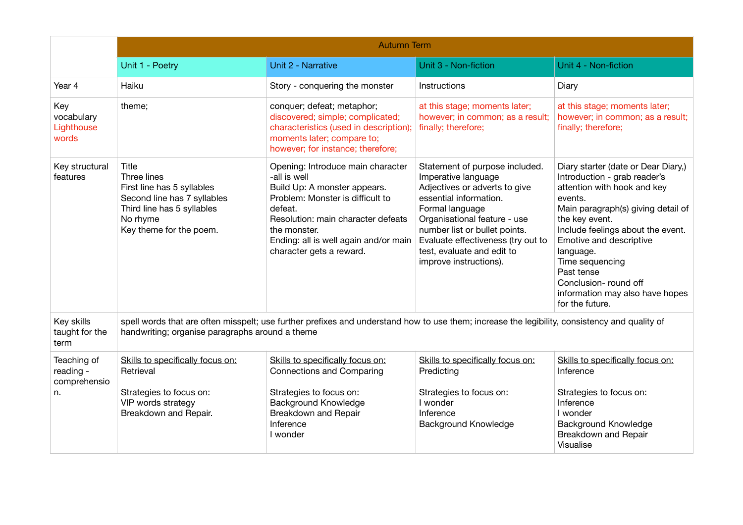| | Autumn Term | | | |
|---|---|---|---|---|
| | Unit 1 - Poetry | Unit 2 - Narrative | Unit 3 - Non-fiction | Unit 4 - Non-fiction |
| Year 4 | Haiku | Story - conquering the monster | Instructions | Diary |
| Key vocabulary Lighthouse words | theme; | conquer; defeat; metaphor; discovered; simple; complicated; characteristics (used in description); moments later; compare to; however; for instance; therefore; | at this stage; moments later; however; in common; as a result; finally; therefore; | at this stage; moments later; however; in common; as a result; finally; therefore; |
| Key structural features | Title<br>Three lines<br>First line has 5 syllables<br>Second line has 7 syllables<br>Third line has 5 syllables<br>No rhyme<br>Key theme for the poem. | Opening: Introduce main character -all is well<br>Build Up: A monster appears.<br>Problem: Monster is difficult to defeat.<br>Resolution: main character defeats the monster.<br>Ending: all is well again and/or main character gets a reward. | Statement of purpose included.<br>Imperative language<br>Adjectives or adverts to give essential information.<br>Formal language<br>Organisational feature - use number list or bullet points.<br>Evaluate effectiveness (try out to test, evaluate and edit to improve instructions). | Diary starter (date or Dear Diary,)<br>Introduction - grab reader's attention with hook and key events.<br>Main paragraph(s) giving detail of the key event.<br>Include feelings about the event.<br>Emotive and descriptive language.<br>Time sequencing<br>Past tense<br>Conclusion- round off information may also have hopes for the future. |
| Key skills taught for the term | spell words that are often misspelt; use further prefixes and understand how to use them; increase the legibility, consistency and quality of handwriting; organise paragraphs around a theme | | | |
| Teaching of reading - comprehension. | Skills to specifically focus on:<br>Retrieval<br><br>Strategies to focus on:<br>VIP words strategy<br>Breakdown and Repair. | Skills to specifically focus on:<br>Connections and Comparing<br><br>Strategies to focus on:<br>Background Knowledge<br>Breakdown and Repair<br>Inference<br>I wonder | Skills to specifically focus on:<br>Predicting<br><br>Strategies to focus on:<br>I wonder<br>Inference<br>Background Knowledge | Skills to specifically focus on:<br>Inference<br><br>Strategies to focus on:<br>Inference<br>I wonder<br>Background Knowledge<br>Breakdown and Repair<br>Visualise |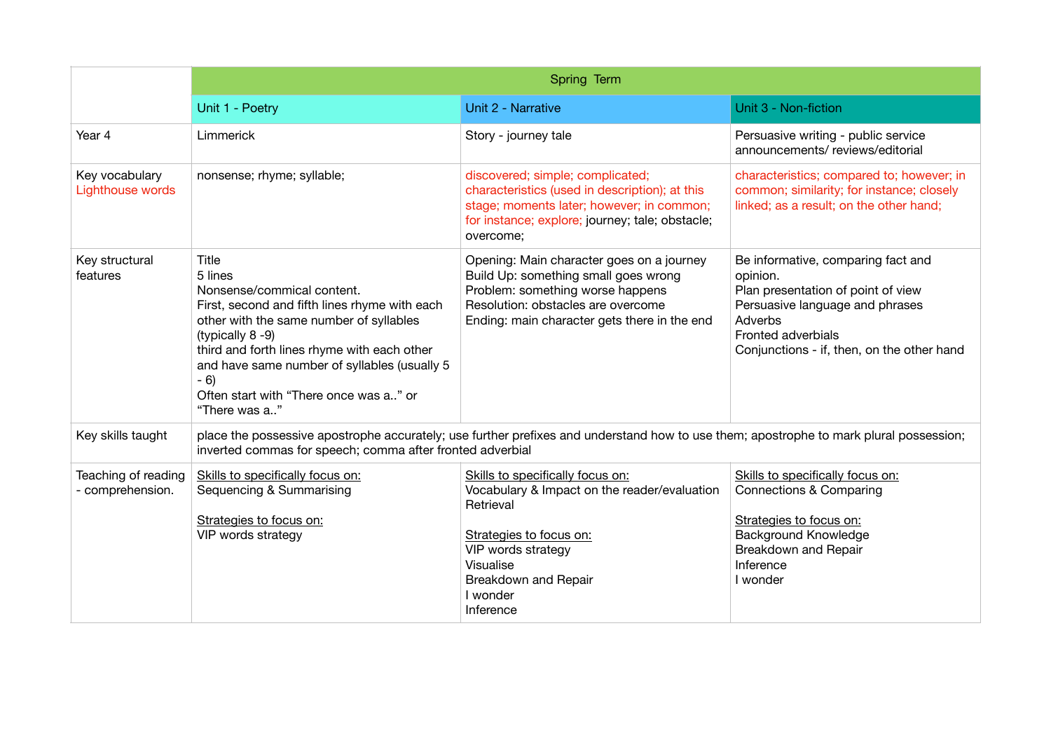| | Spring Term | | |
|---|---|---|---|
| | Unit 1 - Poetry | Unit 2 - Narrative | Unit 3 - Non-fiction |
| Year 4 | Limmerick | Story - journey tale | Persuasive writing - public service announcements/ reviews/editorial |
| Key vocabulary<br>Lighthouse words | nonsense; rhyme; syllable; | discovered; simple; complicated; characteristics (used in description); at this stage; moments later; however; in common; for instance; explore; journey; tale; obstacle; overcome; | characteristics; compared to; however; in common; similarity; for instance; closely linked; as a result; on the other hand; |
| Key structural features | Title<br>5 lines<br>Nonsense/commical content.<br>First, second and fifth lines rhyme with each other with the same number of syllables (typically 8 -9)<br>third and forth lines rhyme with each other and have same number of syllables (usually 5 - 6)<br>Often start with "There once was a.." or "There was a.." | Opening: Main character goes on a journey<br>Build Up: something small goes wrong<br>Problem: something worse happens<br>Resolution: obstacles are overcome<br>Ending: main character gets there in the end | Be informative, comparing fact and opinion.<br>Plan presentation of point of view<br>Persuasive language and phrases<br>Adverbs<br>Fronted adverbials<br>Conjunctions - if, then, on the other hand |
| Key skills taught | place the possessive apostrophe accurately; use further prefixes and understand how to use them; apostrophe to mark plural possession; inverted commas for speech; comma after fronted adverbial | | |
| Teaching of reading - comprehension. | Skills to specifically focus on:<br>Sequencing & Summarising<br><br>Strategies to focus on:<br>VIP words strategy | Skills to specifically focus on:<br>Vocabulary & Impact on the reader/evaluation<br>Retrieval<br><br>Strategies to focus on:<br>VIP words strategy<br>Visualise<br>Breakdown and Repair<br>I wonder<br>Inference | Skills to specifically focus on:<br>Connections & Comparing<br><br>Strategies to focus on:<br>Background Knowledge<br>Breakdown and Repair<br>Inference<br>I wonder |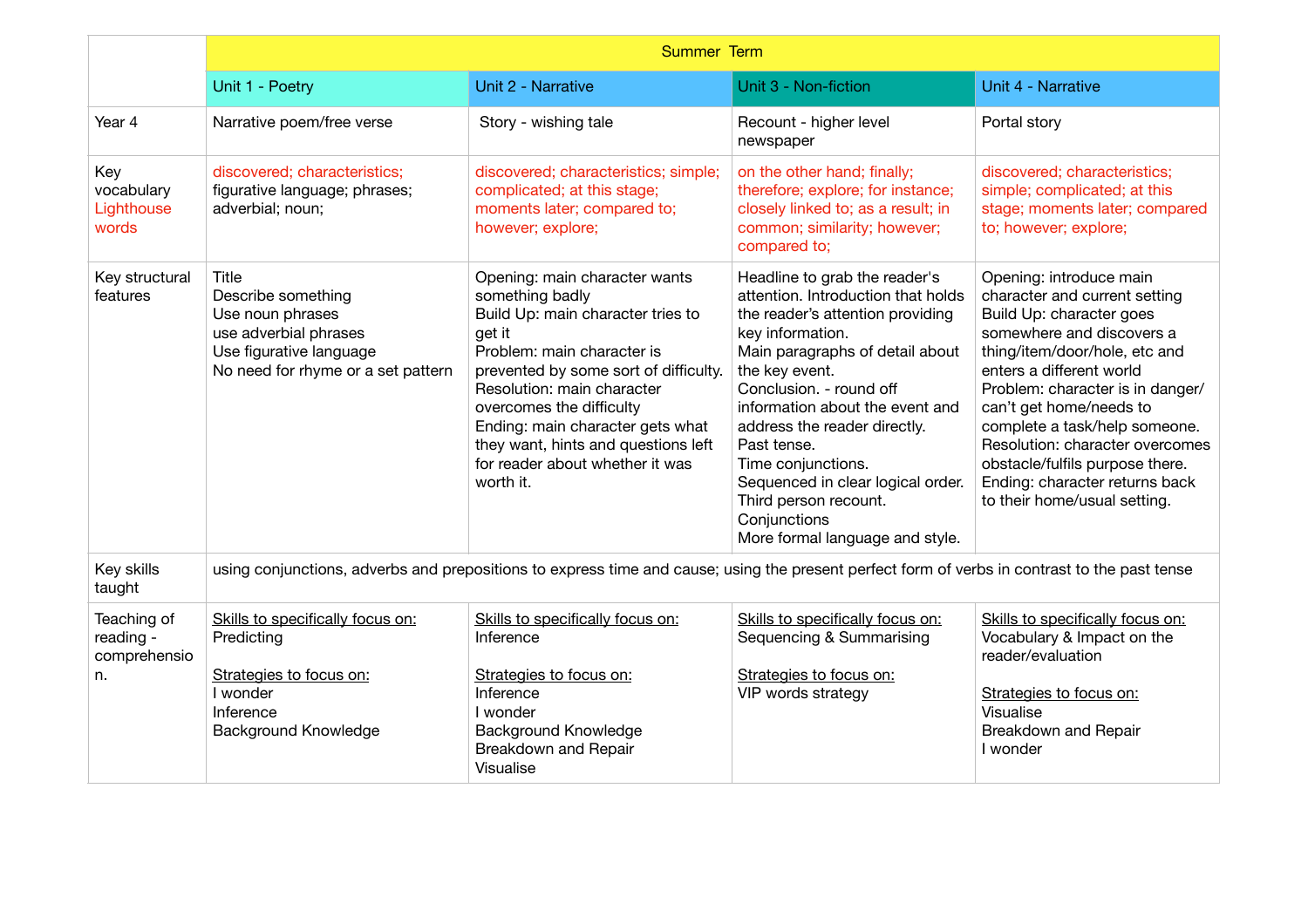| | Summer Term | | | |
|---|---|---|---|---|
| | Unit 1 - Poetry | Unit 2 - Narrative | Unit 3 - Non-fiction | Unit 4 - Narrative |
| Year 4 | Narrative poem/free verse | Story - wishing tale | Recount - higher level newspaper | Portal story |
| Key vocabulary Lighthouse words | discovered; characteristics; figurative language; phrases; adverbial; noun; | discovered; characteristics; simple; complicated; at this stage; moments later; compared to; however; explore; | on the other hand; finally; therefore; explore; for instance; closely linked to; as a result; in common; similarity; however; compared to; | discovered; characteristics; simple; complicated; at this stage; moments later; compared to; however; explore; |
| Key structural features | Title<br>Describe something<br>Use noun phrases<br>use adverbial phrases<br>Use figurative language<br>No need for rhyme or a set pattern | Opening: main character wants something badly<br>Build Up: main character tries to get it<br>Problem: main character is prevented by some sort of difficulty.<br>Resolution: main character overcomes the difficulty<br>Ending: main character gets what they want, hints and questions left for reader about whether it was worth it. | Headline to grab the reader's attention. Introduction that holds the reader's attention providing key information.<br>Main paragraphs of detail about the key event.<br>Conclusion. - round off information about the event and address the reader directly.<br>Past tense.<br>Time conjunctions.<br>Sequenced in clear logical order.<br>Third person recount.<br>Conjunctions<br>More formal language and style. | Opening: introduce main character and current setting<br>Build Up: character goes somewhere and discovers a thing/item/door/hole, etc and enters a different world<br>Problem: character is in danger/ can't get home/needs to complete a task/help someone.<br>Resolution: character overcomes obstacle/fulfils purpose there.<br>Ending: character returns back to their home/usual setting. |
| Key skills taught | using conjunctions, adverbs and prepositions to express time and cause; using the present perfect form of verbs in contrast to the past tense | | | |
| Teaching of reading - comprehension. | Skills to specifically focus on:<br>Predicting<br><br>Strategies to focus on:<br>I wonder<br>Inference<br>Background Knowledge | Skills to specifically focus on:<br>Inference<br><br>Strategies to focus on:<br>Inference<br>I wonder<br>Background Knowledge<br>Breakdown and Repair<br>Visualise | Skills to specifically focus on:<br>Sequencing & Summarising<br><br>Strategies to focus on:<br>VIP words strategy | Skills to specifically focus on:<br>Vocabulary & Impact on the reader/evaluation<br><br>Strategies to focus on:<br>Visualise<br>Breakdown and Repair<br>I wonder |